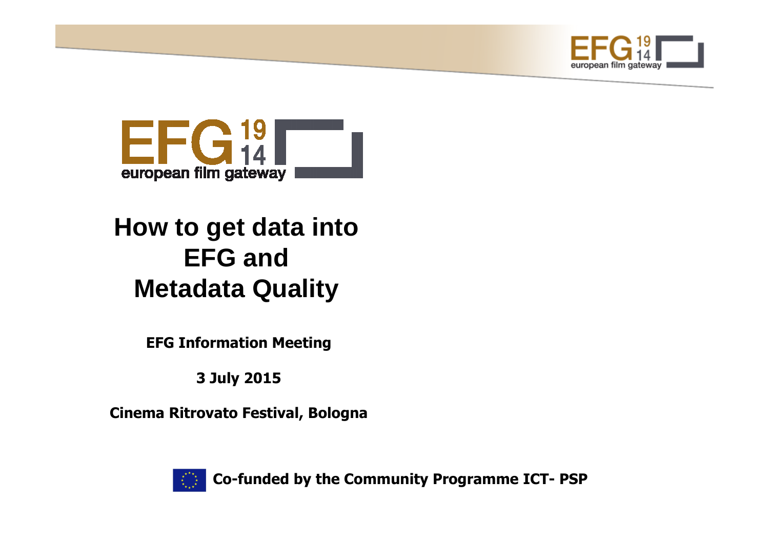# How to get data into EFG and Metadata Quality

**EFG Information Meeting**

**3 July 2015**

**Cinema Ritrovato Festival, Bologna**

**Co-funded by the Community Programme ICT- PSP**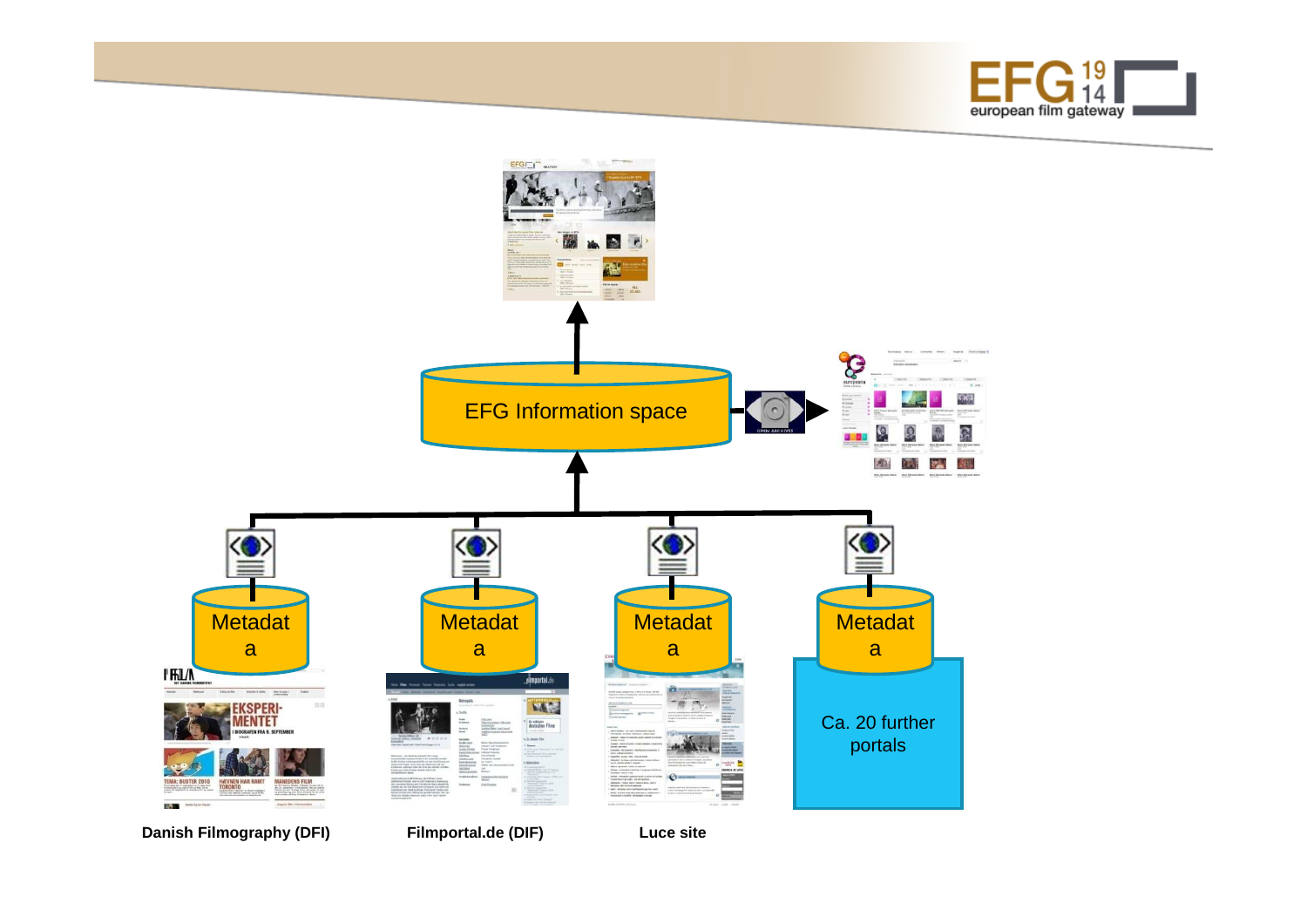EFG Information space

Metadata

Metadata

Metadata

Metadata

Ca. 20 further portals

**Danish Filmography (DFI)**

**Filmportal.de (DIF)**

**Luce site**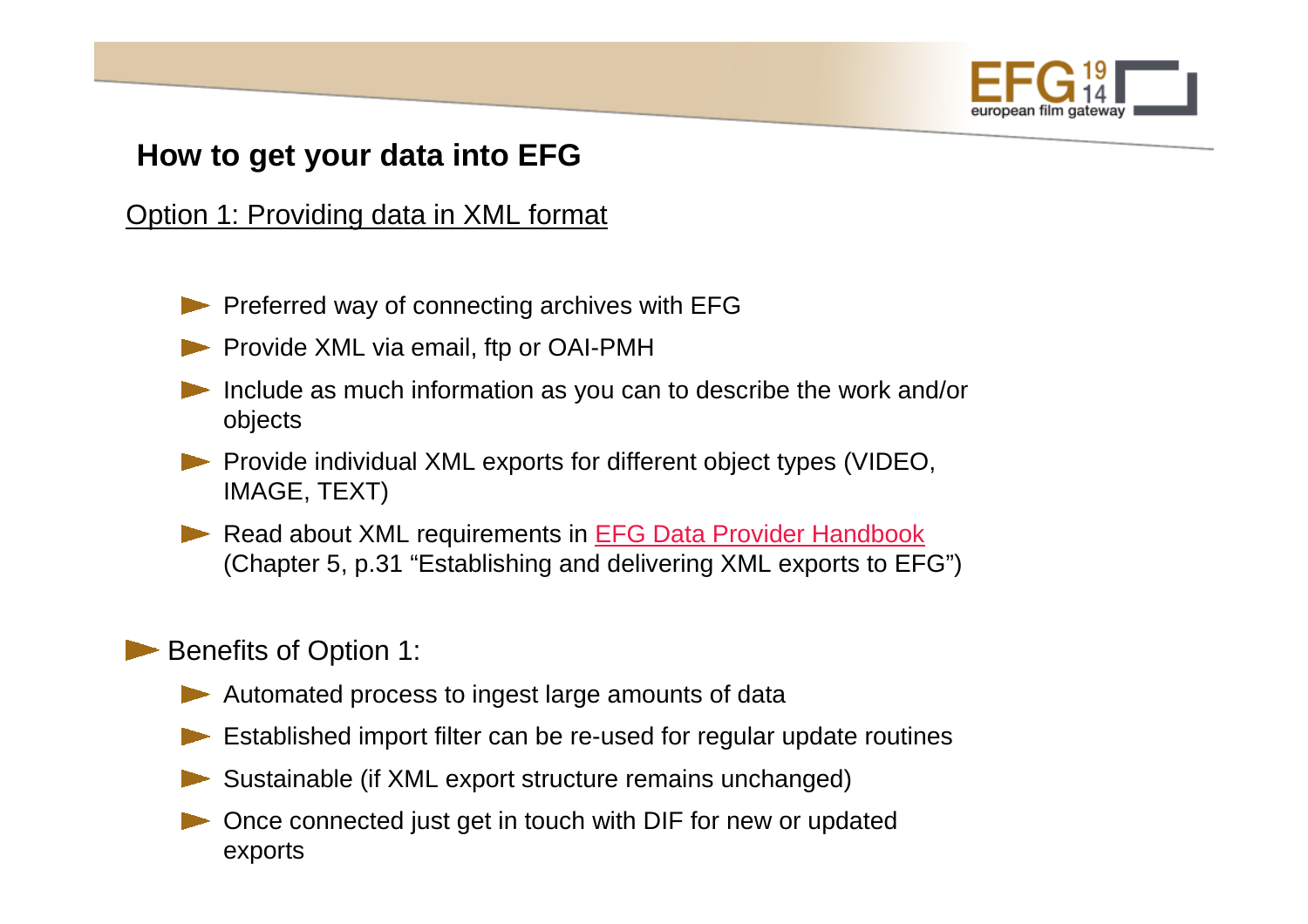## How to get your data into EFG

Option 1: Providing data in XML format

- Preferred way of connecting archives with EFG
- Provide XML via email, ftp or OAI-PMH
- Include as much information as you can to describe the work and/or objects
- Provide individual XML exports for different object types (VIDEO, IMAGE, TEXT)
- Read about XML requirements in EFG Data Provider Handbook (Chapter 5, p.31 “Establishing and delivering XML exports to EFG”)

- Benefits of Option 1:
  - Automated process to ingest large amounts of data
  - Established import filter can be re-used for regular update routines
  - Sustainable (if XML export structure remains unchanged)
  - Once connected just get in touch with DIF for new or updated exports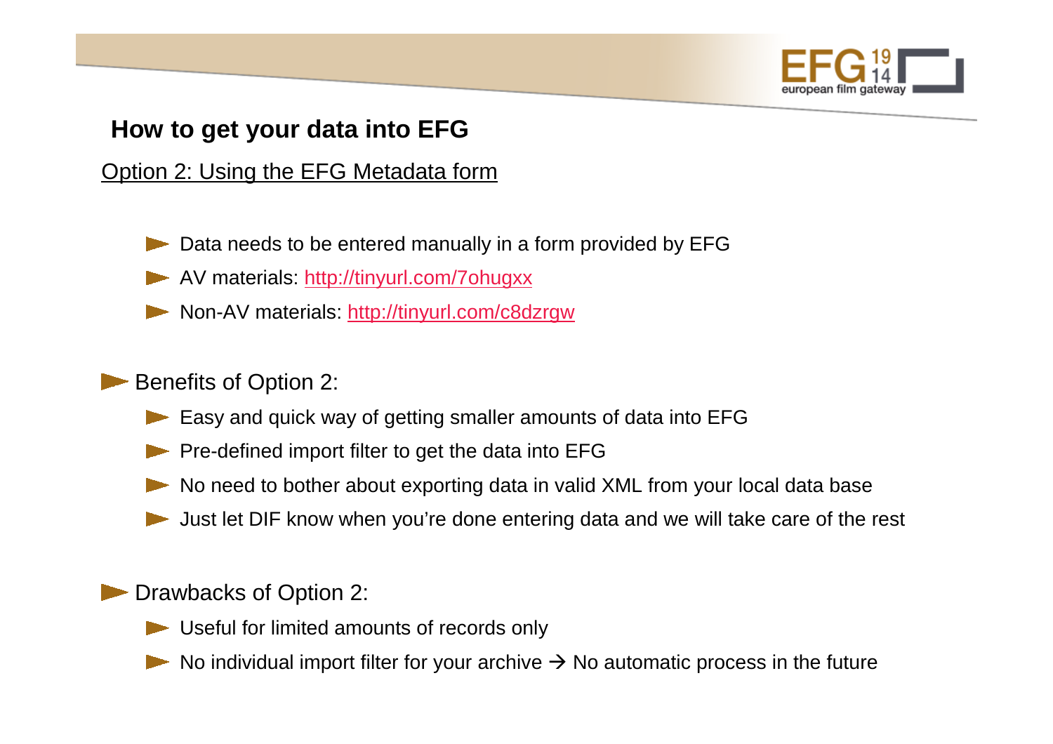## How to get your data into EFG

Option 2: Using the EFG Metadata form

- Data needs to be entered manually in a form provided by EFG
- AV materials: http://tinyurl.com/7ohugxx
- Non-AV materials: http://tinyurl.com/c8dzrgw

- Benefits of Option 2:
  - Easy and quick way of getting smaller amounts of data into EFG
  - Pre-defined import filter to get the data into EFG
  - No need to bother about exporting data in valid XML from your local data base
  - Just let DIF know when you're done entering data and we will take care of the rest

- Drawbacks of Option 2:
  - Useful for limited amounts of records only
  - No individual import filter for your archive → No automatic process in the future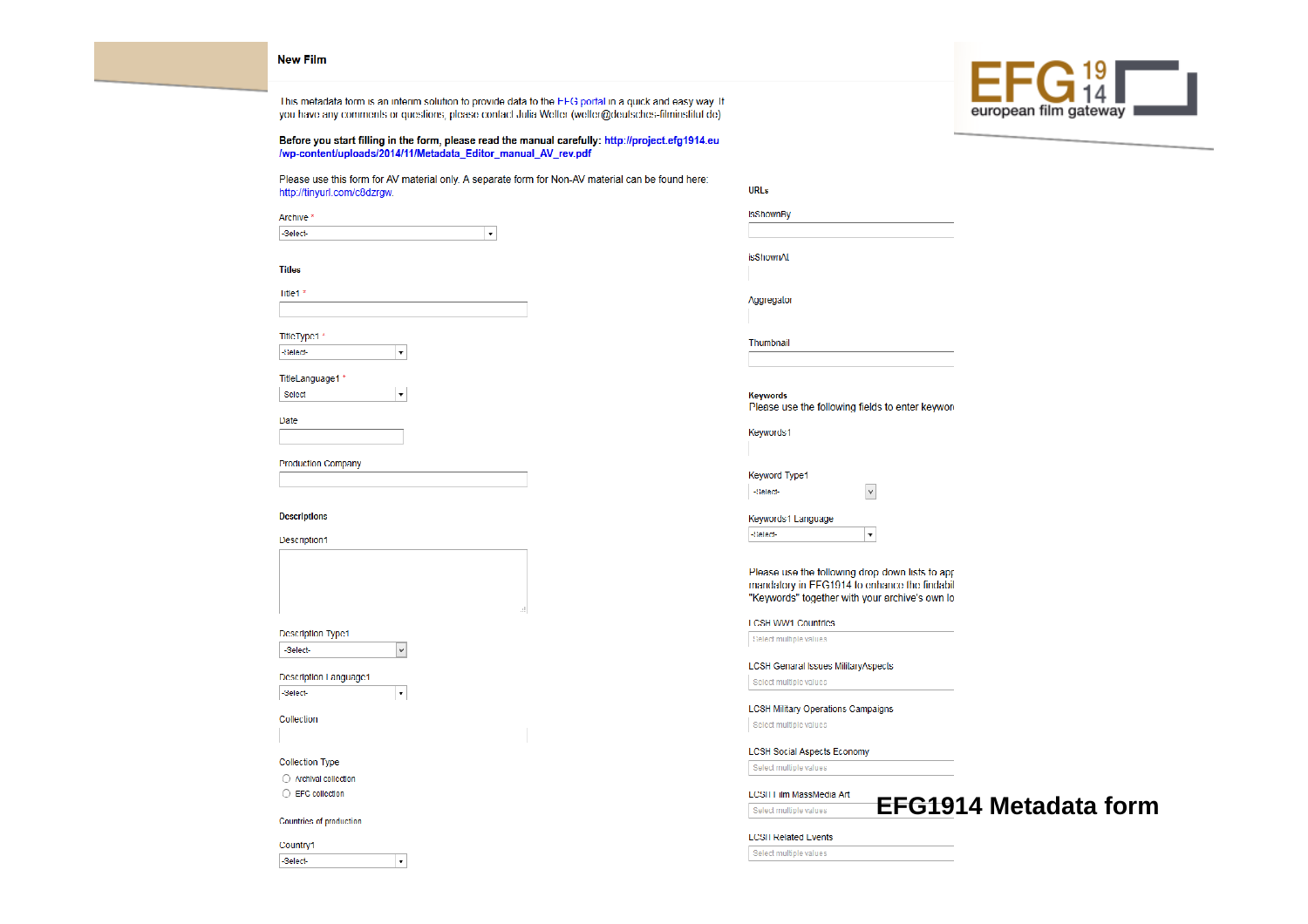# EFG1914 Metadata form

## New Film

This metadata form is an interim solution to provide data to the EFG portal in a quick and easy way. If you have any comments or questions, please contact Julia Welter (welter@deutsches-filminstitut.de)

**Before you start filling in the form, please read the manual carefully: http://project.efg1914.eu/wp-content/uploads/2014/11/Metadata_Editor_manual_AV_rev.pdf**

Please use this form for AV material only. A separate form for Non-AV material can be found here: http://tinyurl.com/c8dzrgw.

Archive *

-Select-

### Titles

Title1 *

TitleType1 *

-Select-

TitleLanguage1 *

Select

Date

Production Company

### Descriptions

Description1

Description Type1

-Select-

Description Language1

-Select-

Collection

Collection Type

- Archival collection
- EFG collection

Countries of production

Country1

-Select-

### URLs

isShownBy

isShownAt

Aggregator

Thumbnail

### Keywords

Please use the following fields to enter keywor

Keywords1

Keyword Type1

-Select-

Keywords1 Language

-Select-

Please use the following drop down lists to app mandatory in EFG1914 to enhance the findabil "Keywords" together with your archive's own lo

LCSH WW1 Countries

Select multiple values

LCSH Genaral Issues MilitaryAspects

Select multiple values

LCSH Military Operations Campaigns

Select multiple values

LCSH Social Aspects Economy

Select multiple values

LCSH Film MassMedia Art

Select multiple values

LCSH Related Events

Select multiple values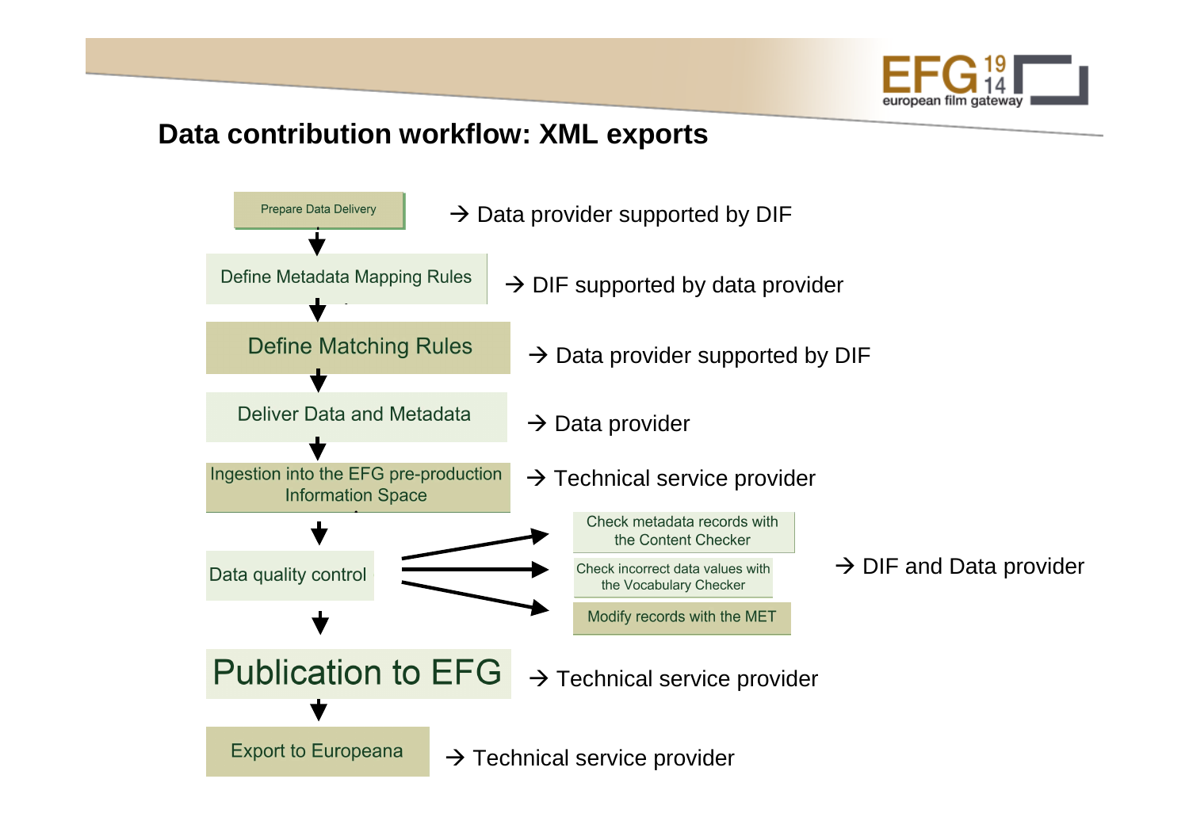## Data contribution workflow: XML exports

- **Prepare Data Delivery** → Data provider supported by DIF
- **Define Metadata Mapping Rules** → DIF supported by data provider
- **Define Matching Rules** → Data provider supported by DIF
- **Deliver Data and Metadata** → Data provider
- **Ingestion into the EFG pre-production Information Space** → Technical service provider
- **Data quality control** → DIF and Data provider
  - Check metadata records with the Content Checker
  - Check incorrect data values with the Vocabulary Checker
  - Modify records with the MET
- **Publication to EFG** → Technical service provider
- **Export to Europeana** → Technical service provider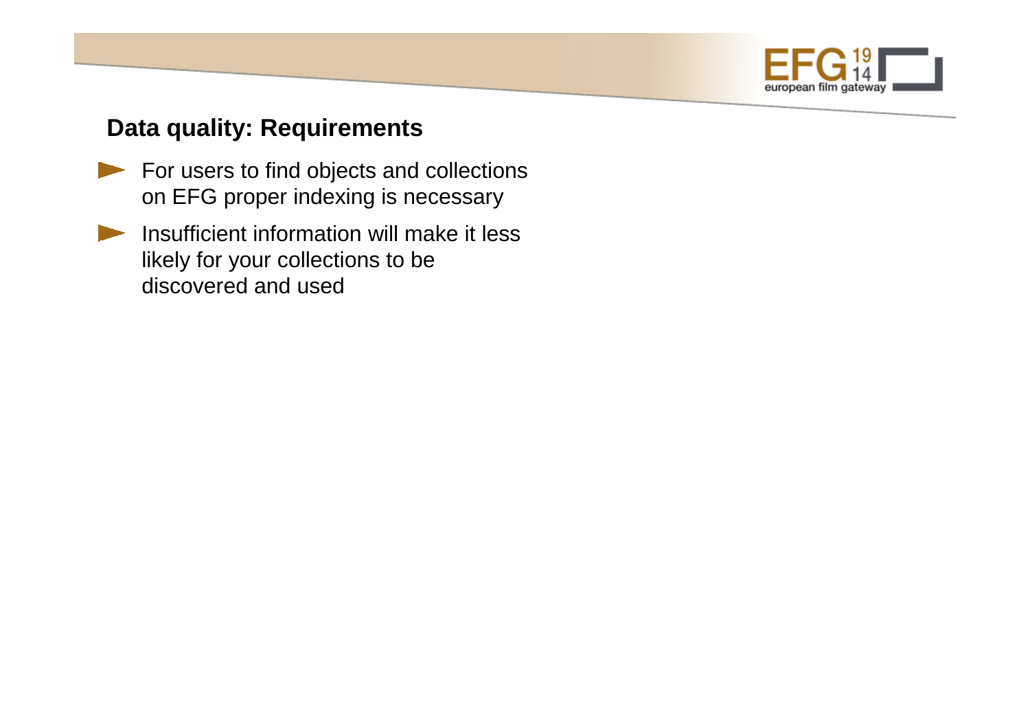## Data quality: Requirements

- For users to find objects and collections on EFG proper indexing is necessary
- Insufficient information will make it less likely for your collections to be discovered and used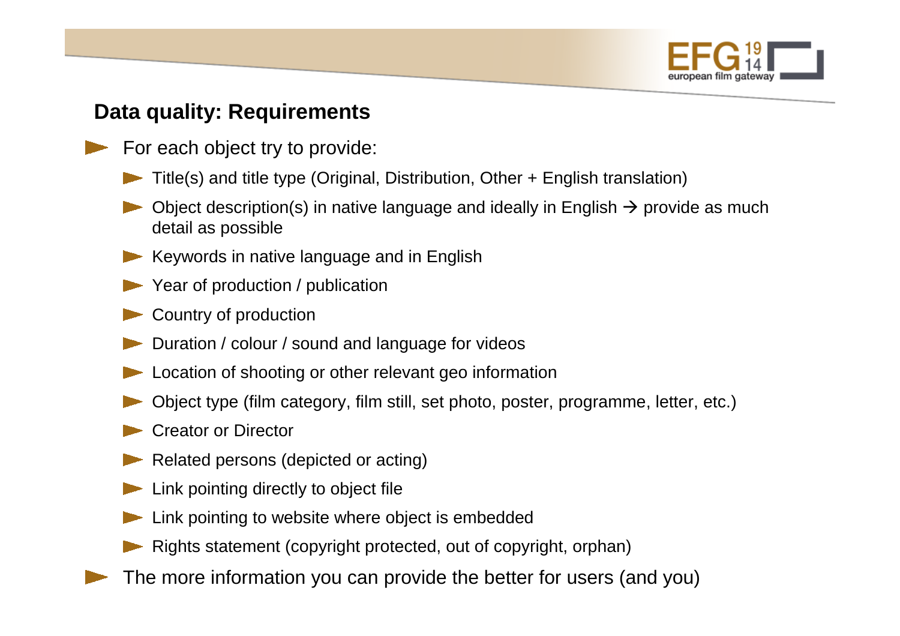## Data quality: Requirements

- For each object try to provide:
  - Title(s) and title type (Original, Distribution, Other + English translation)
  - Object description(s) in native language and ideally in English → provide as much detail as possible
  - Keywords in native language and in English
  - Year of production / publication
  - Country of production
  - Duration / colour / sound and language for videos
  - Location of shooting or other relevant geo information
  - Object type (film category, film still, set photo, poster, programme, letter, etc.)
  - Creator or Director
  - Related persons (depicted or acting)
  - Link pointing directly to object file
  - Link pointing to website where object is embedded
  - Rights statement (copyright protected, out of copyright, orphan)
- The more information you can provide the better for users (and you)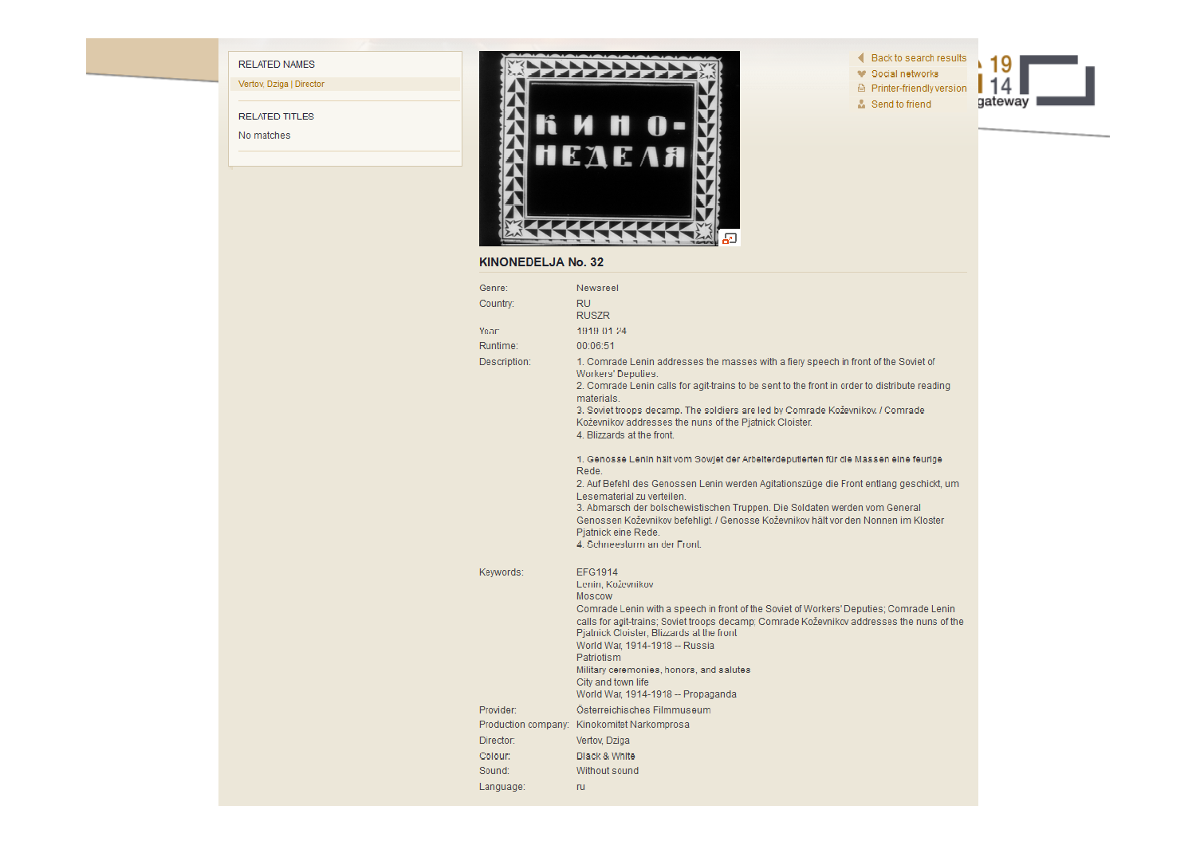RELATED NAMES

Vertov, Dziga | Director

RELATED TITLES

No matches

Back to search results
Social networks
Printer-friendly version
Send to friend

19 14 gateway

## KINONEDELJA No. 32

| | |
|---|---|
| Genre: | Newsreel |
| Country: | RU<br>RUSZR |
| Year: | 1919 01 24 |
| Runtime: | 00:06:51 |
| Description: | 1. Comrade Lenin addresses the masses with a fiery speech in front of the Soviet of Workers' Deputies.<br>2. Comrade Lenin calls for agit-trains to be sent to the front in order to distribute reading materials.<br>3. Soviet troops decamp. The soldiers are led by Comrade Koževnikov. / Comrade Koževnikov addresses the nuns of the Pjatnick Cloister.<br>4. Blizzards at the front.<br><br>1. Genosse Lenin hält vom Sowjet der Arbeiterdeputierten für die Massen eine feurige Rede.<br>2. Auf Befehl des Genossen Lenin werden Agitationszüge die Front entlang geschickt, um Lesematerial zu verteilen.<br>3. Abmarsch der bolschewistischen Truppen. Die Soldaten werden vom General Genossen Koževnikov befehligt. / Genosse Koževnikov hält vor den Nonnen im Kloster Pjatnick eine Rede.<br>4. Schneesturm an der Front. |
| Keywords: | EFG1914<br>Lenin, Koževnikov<br>Moscow<br>Comrade Lenin with a speech in front of the Soviet of Workers' Deputies; Comrade Lenin calls for agit-trains; Soviet troops decamp; Comrade Koževnikov addresses the nuns of the Pjatnick Cloister, Blizzards at the front<br>World War, 1914-1918 -- Russia<br>Patriotism<br>Military ceremonies, honors, and salutes<br>City and town life<br>World War, 1914-1918 -- Propaganda |
| Provider: | Österreichisches Filmmuseum |
| Production company: | Kinokomitet Narkomprosa |
| Director: | Vertov, Dziga |
| Colour: | Black & White |
| Sound: | Without sound |
| Language: | ru |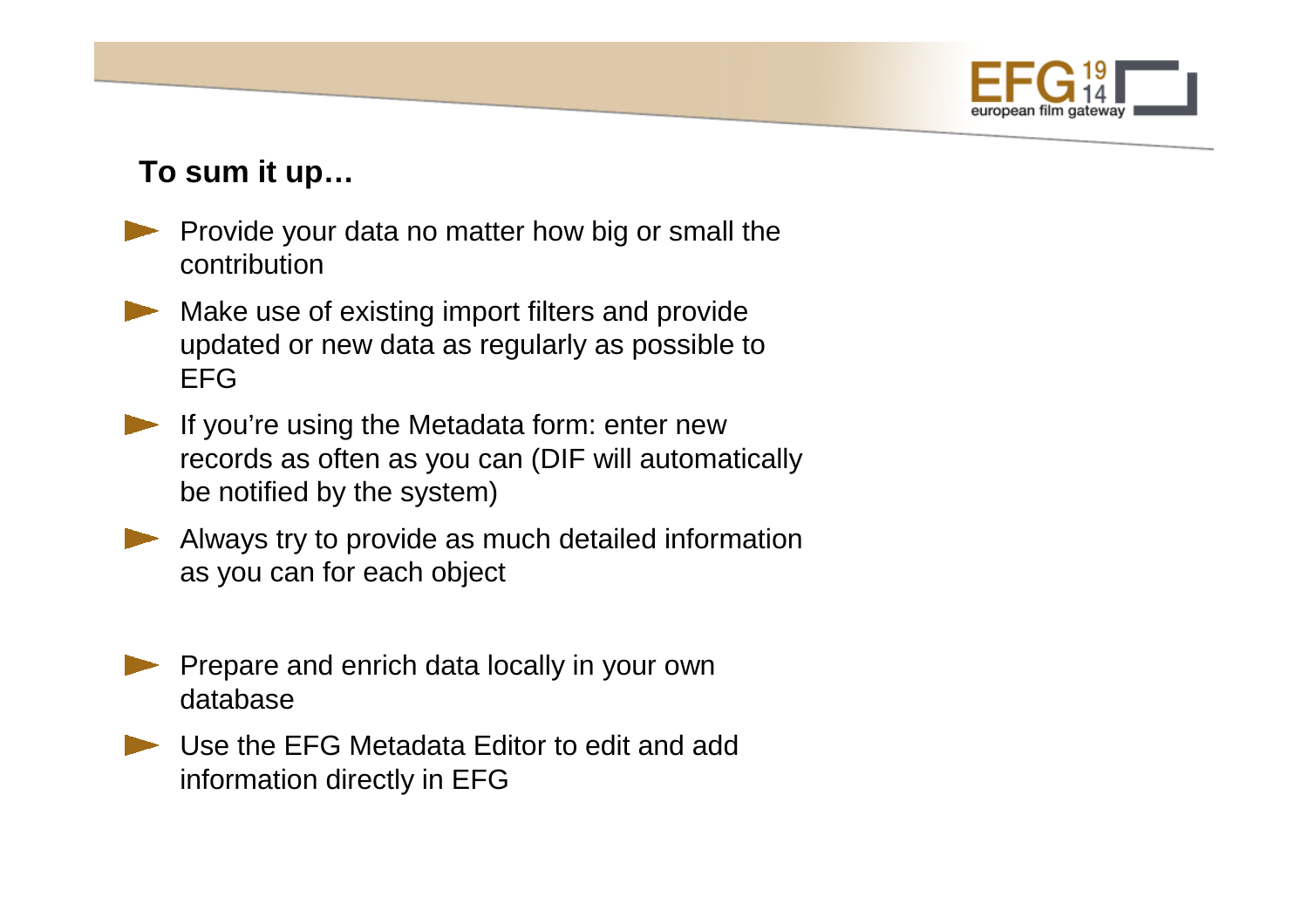## To sum it up…

- Provide your data no matter how big or small the contribution
- Make use of existing import filters and provide updated or new data as regularly as possible to EFG
- If you're using the Metadata form: enter new records as often as you can (DIF will automatically be notified by the system)
- Always try to provide as much detailed information as you can for each object

- Prepare and enrich data locally in your own database
- Use the EFG Metadata Editor to edit and add information directly in EFG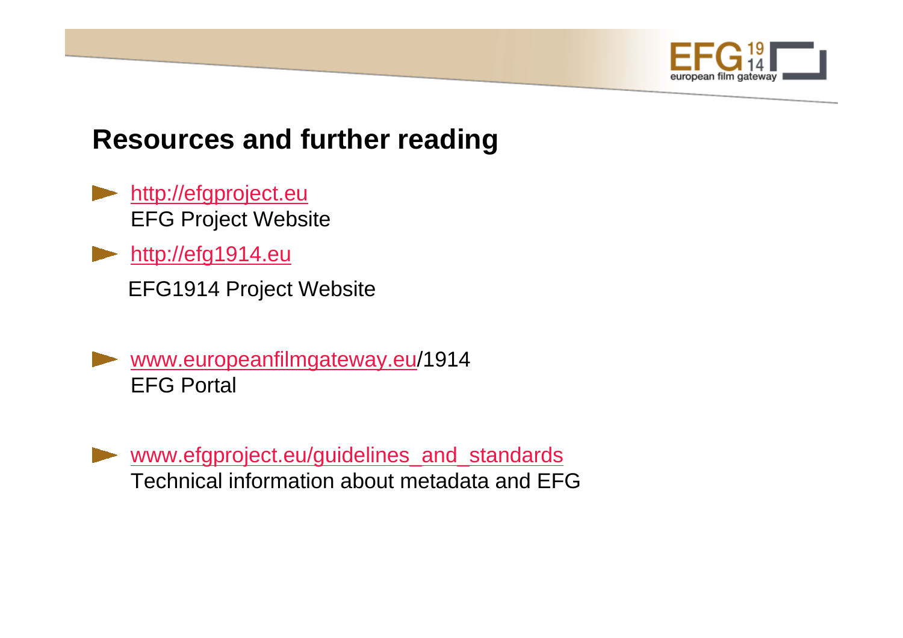## Resources and further reading

- http://efgproject.eu
  EFG Project Website
- http://efg1914.eu
  EFG1914 Project Website
- www.europeanfilmgateway.eu/1914
  EFG Portal
- www.efgproject.eu/guidelines_and_standards
  Technical information about metadata and EFG